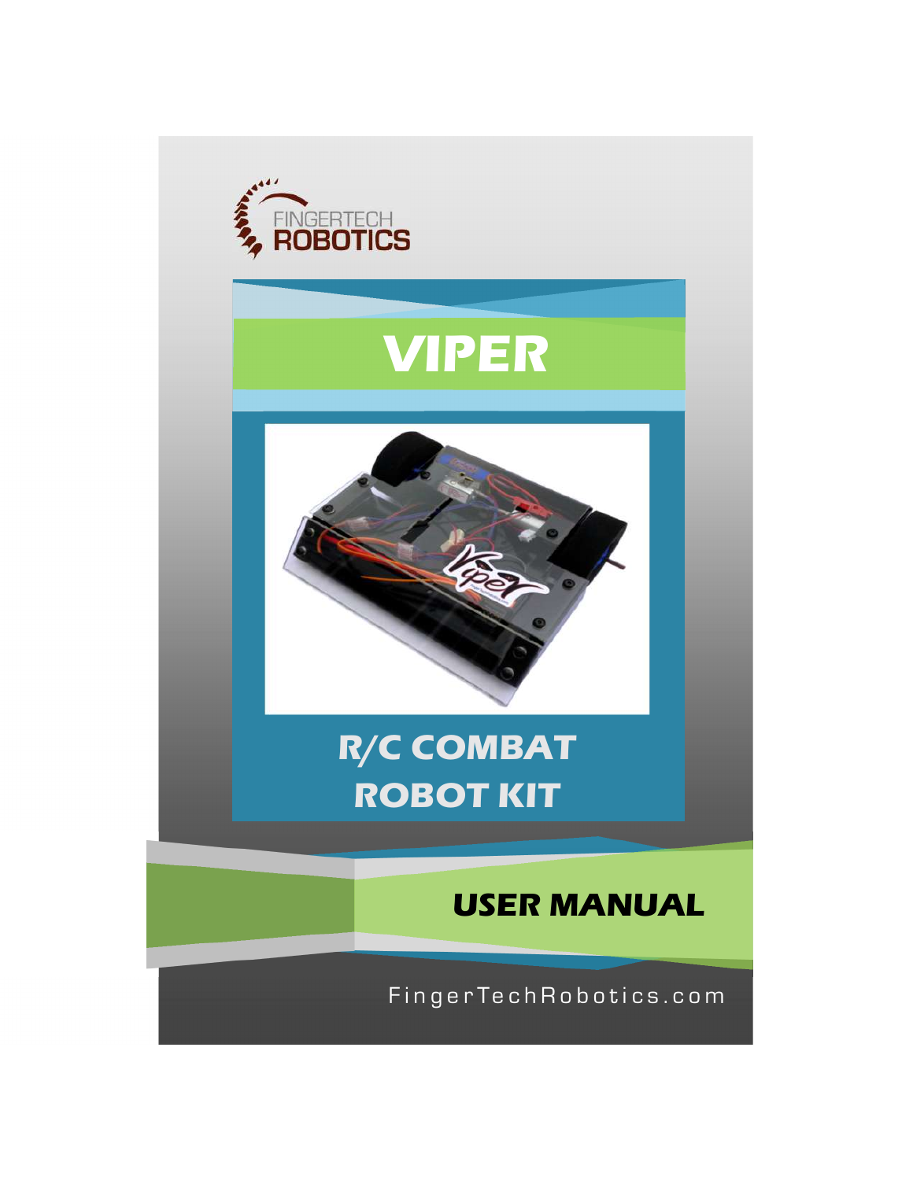FINGERTECH
ROBOTICS

# VIPER

## R/C COMBAT ROBOT KIT

## USER MANUAL

FingerTechRobotics.com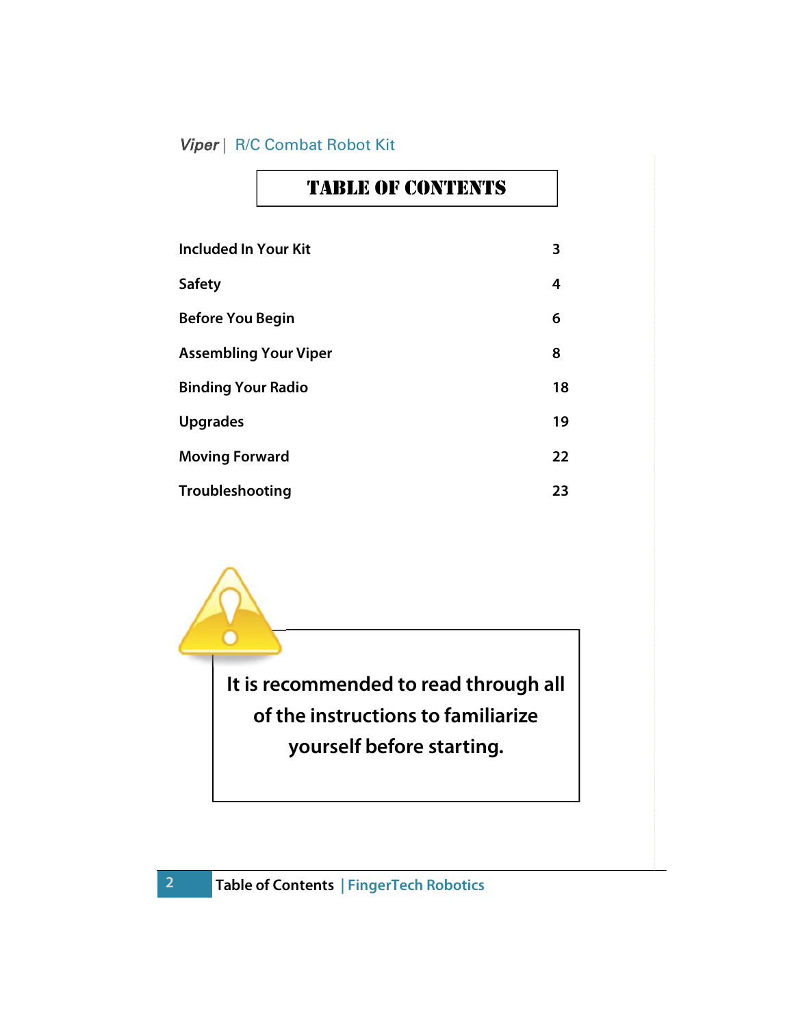# TABLE OF CONTENTS

| Section | Page |
| --- | --- |
| Included In Your Kit | 3 |
| Safety | 4 |
| Before You Begin | 6 |
| Assembling Your Viper | 8 |
| Binding Your Radio | 18 |
| Upgrades | 19 |
| Moving Forward | 22 |
| Troubleshooting | 23 |

**It is recommended to read through all of the instructions to familiarize yourself before starting.**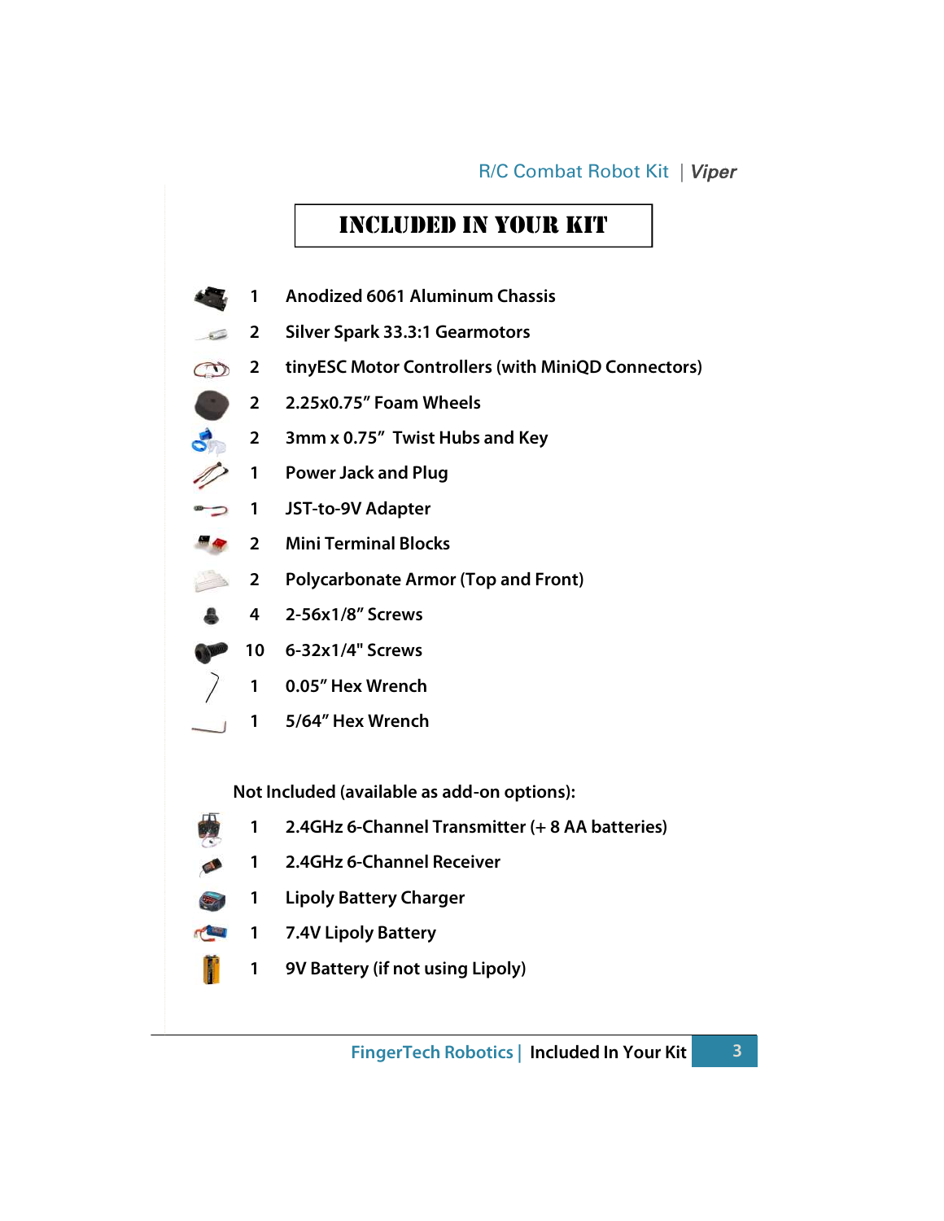# INCLUDED IN YOUR KIT

| Qty | Item |
|---|---|
| 1 | Anodized 6061 Aluminum Chassis |
| 2 | Silver Spark 33.3:1 Gearmotors |
| 2 | tinyESC Motor Controllers (with MiniQD Connectors) |
| 2 | 2.25x0.75" Foam Wheels |
| 2 | 3mm x 0.75" Twist Hubs and Key |
| 1 | Power Jack and Plug |
| 1 | JST-to-9V Adapter |
| 2 | Mini Terminal Blocks |
| 2 | Polycarbonate Armor (Top and Front) |
| 4 | 2-56x1/8" Screws |
| 10 | 6-32x1/4" Screws |
| 1 | 0.05" Hex Wrench |
| 1 | 5/64" Hex Wrench |

Not Included (available as add-on options):

| Qty | Item |
|---|---|
| 1 | 2.4GHz 6-Channel Transmitter (+ 8 AA batteries) |
| 1 | 2.4GHz 6-Channel Receiver |
| 1 | Lipoly Battery Charger |
| 1 | 7.4V Lipoly Battery |
| 1 | 9V Battery (if not using Lipoly) |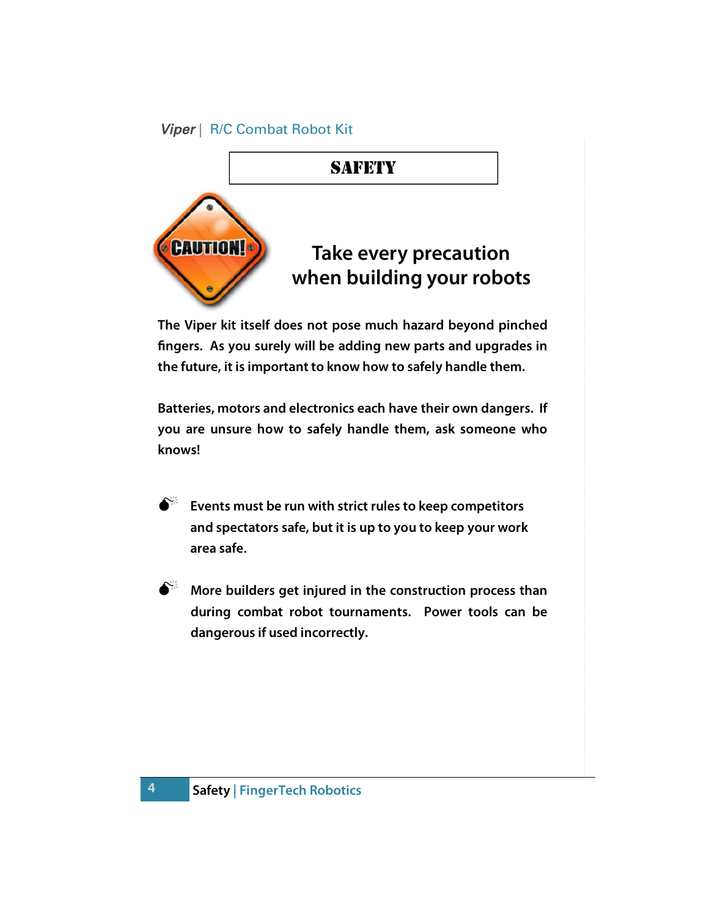# SAFETY

## Take every precaution when building your robots

The Viper kit itself does not pose much hazard beyond pinched fingers. As you surely will be adding new parts and upgrades in the future, it is important to know how to safely handle them.

Batteries, motors and electronics each have their own dangers. If you are unsure how to safely handle them, ask someone who knows!

- Events must be run with strict rules to keep competitors and spectators safe, but it is up to you to keep your work area safe.

- More builders get injured in the construction process than during combat robot tournaments. Power tools can be dangerous if used incorrectly.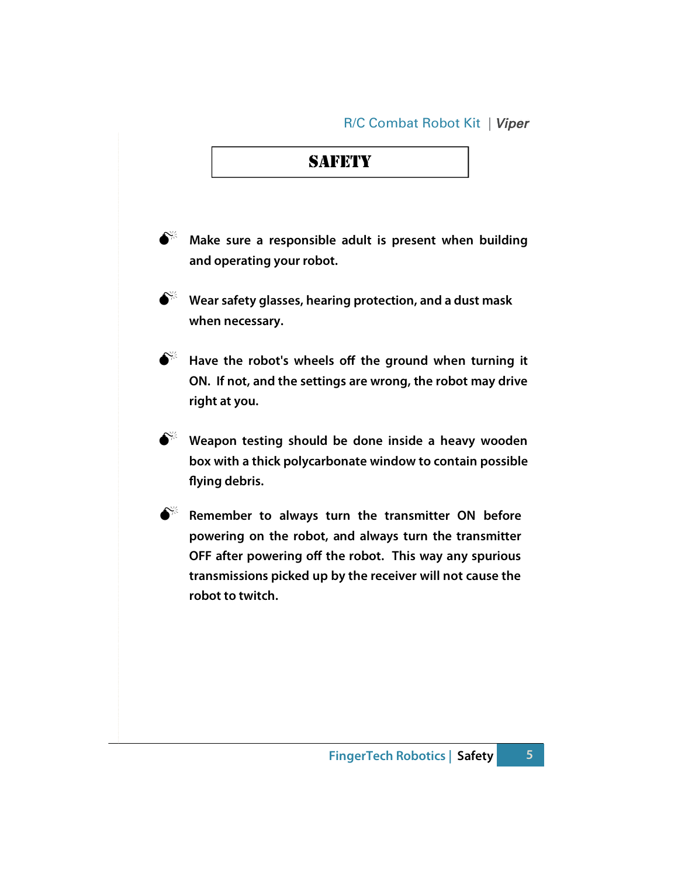# SAFETY

- Make sure a responsible adult is present when building and operating your robot.
- Wear safety glasses, hearing protection, and a dust mask when necessary.
- Have the robot's wheels off the ground when turning it ON. If not, and the settings are wrong, the robot may drive right at you.
- Weapon testing should be done inside a heavy wooden box with a thick polycarbonate window to contain possible flying debris.
- Remember to always turn the transmitter ON before powering on the robot, and always turn the transmitter OFF after powering off the robot. This way any spurious transmissions picked up by the receiver will not cause the robot to twitch.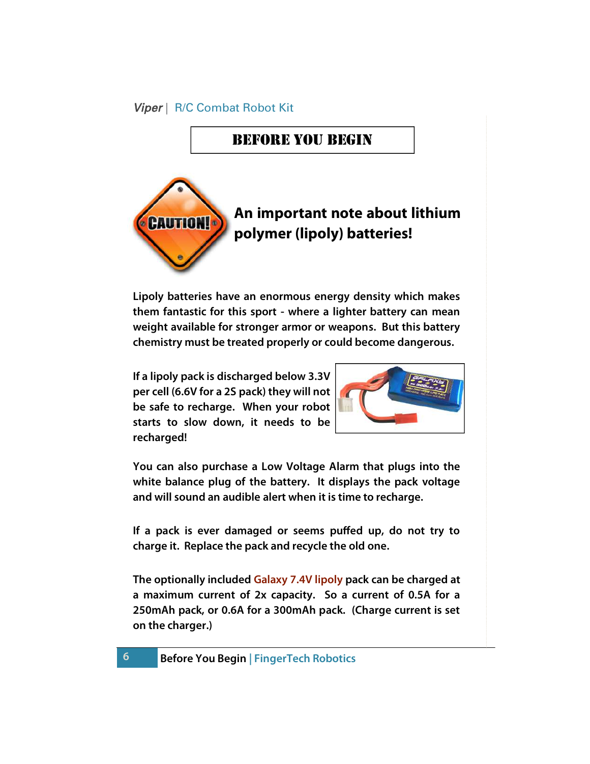# BEFORE YOU BEGIN

## An important note about lithium polymer (lipoly) batteries!

Lipoly batteries have an enormous energy density which makes them fantastic for this sport - where a lighter battery can mean weight available for stronger armor or weapons. But this battery chemistry must be treated properly or could become dangerous.

If a lipoly pack is discharged below 3.3V per cell (6.6V for a 2S pack) they will not be safe to recharge. When your robot starts to slow down, it needs to be recharged!

You can also purchase a Low Voltage Alarm that plugs into the white balance plug of the battery. It displays the pack voltage and will sound an audible alert when it is time to recharge.

If a pack is ever damaged or seems puffed up, do not try to charge it. Replace the pack and recycle the old one.

The optionally included Galaxy 7.4V lipoly pack can be charged at a maximum current of 2x capacity. So a current of 0.5A for a 250mAh pack, or 0.6A for a 300mAh pack. (Charge current is set on the charger.)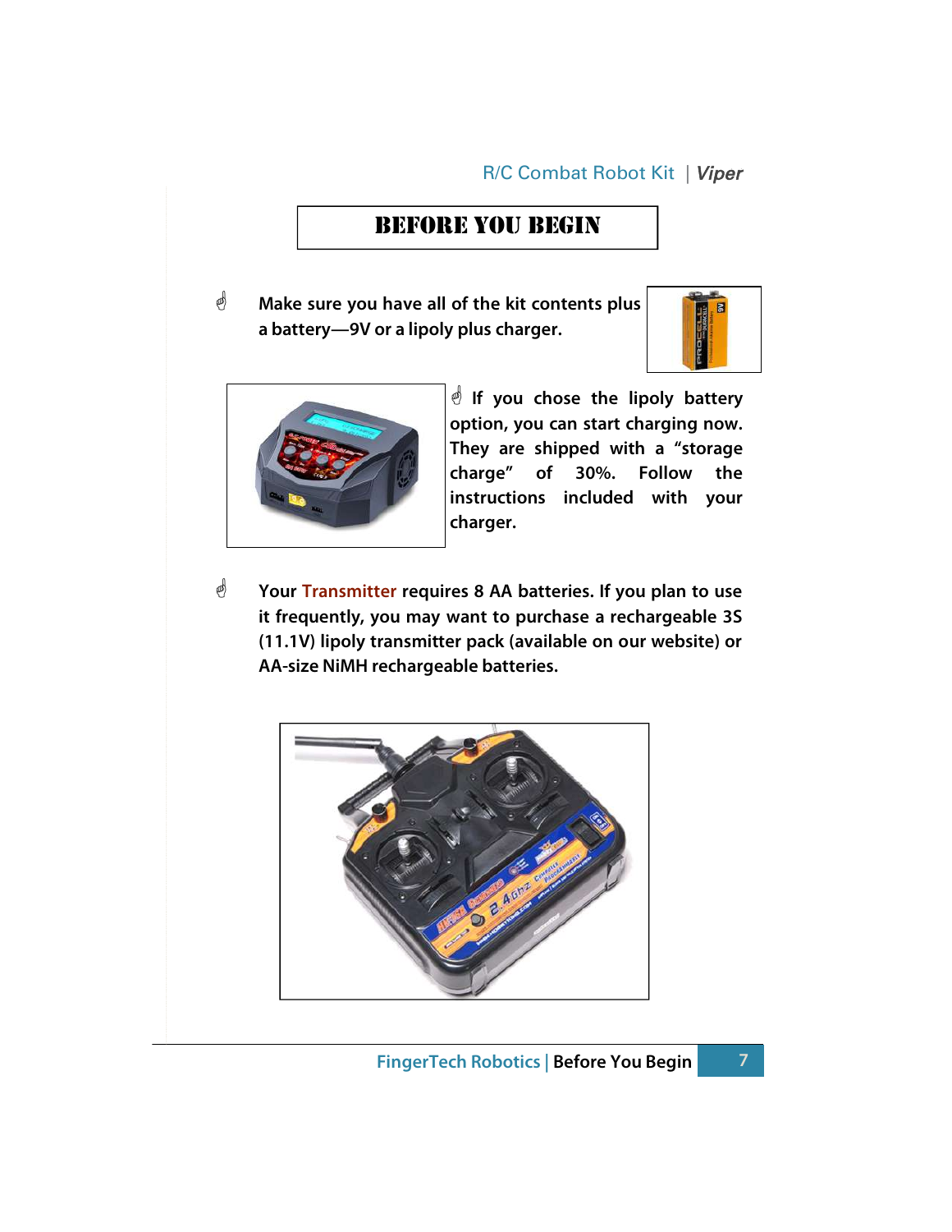# BEFORE YOU BEGIN

- Make sure you have all of the kit contents plus a battery—9V or a lipoly plus charger.

- If you chose the lipoly battery option, you can start charging now. They are shipped with a "storage charge" of 30%. Follow the instructions included with your charger.

- Your Transmitter requires 8 AA batteries. If you plan to use it frequently, you may want to purchase a rechargeable 3S (11.1V) lipoly transmitter pack (available on our website) or AA-size NiMH rechargeable batteries.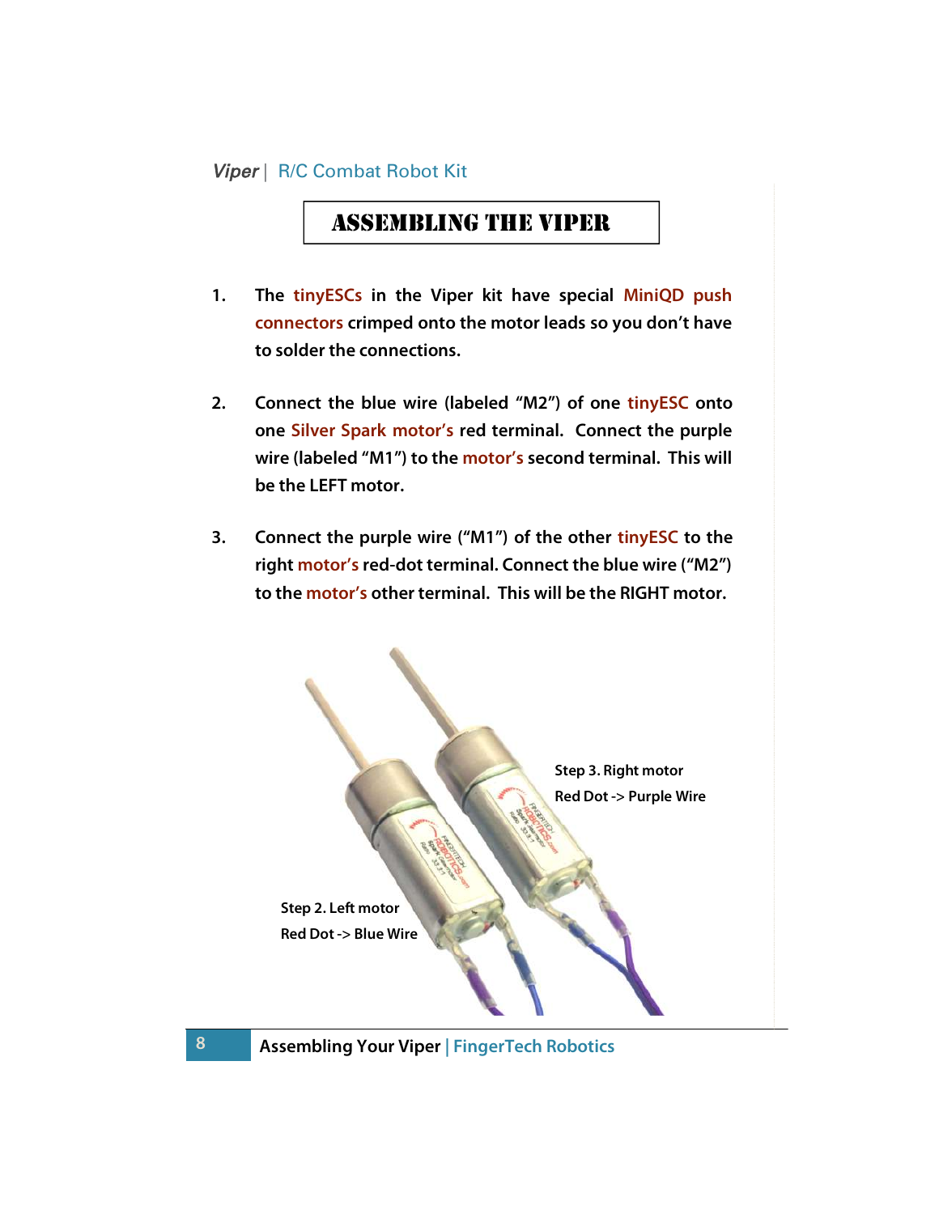# ASSEMBLING THE VIPER

1. The tinyESCs in the Viper kit have special MiniQD push connectors crimped onto the motor leads so you don't have to solder the connections.

2. Connect the blue wire (labeled "M2") of one tinyESC onto one Silver Spark motor's red terminal. Connect the purple wire (labeled "M1") to the motor's second terminal. This will be the LEFT motor.

3. Connect the purple wire ("M1") of the other tinyESC to the right motor's red-dot terminal. Connect the blue wire ("M2") to the motor's other terminal. This will be the RIGHT motor.

Step 3. Right motor
Red Dot -> Purple Wire

Step 2. Left motor
Red Dot -> Blue Wire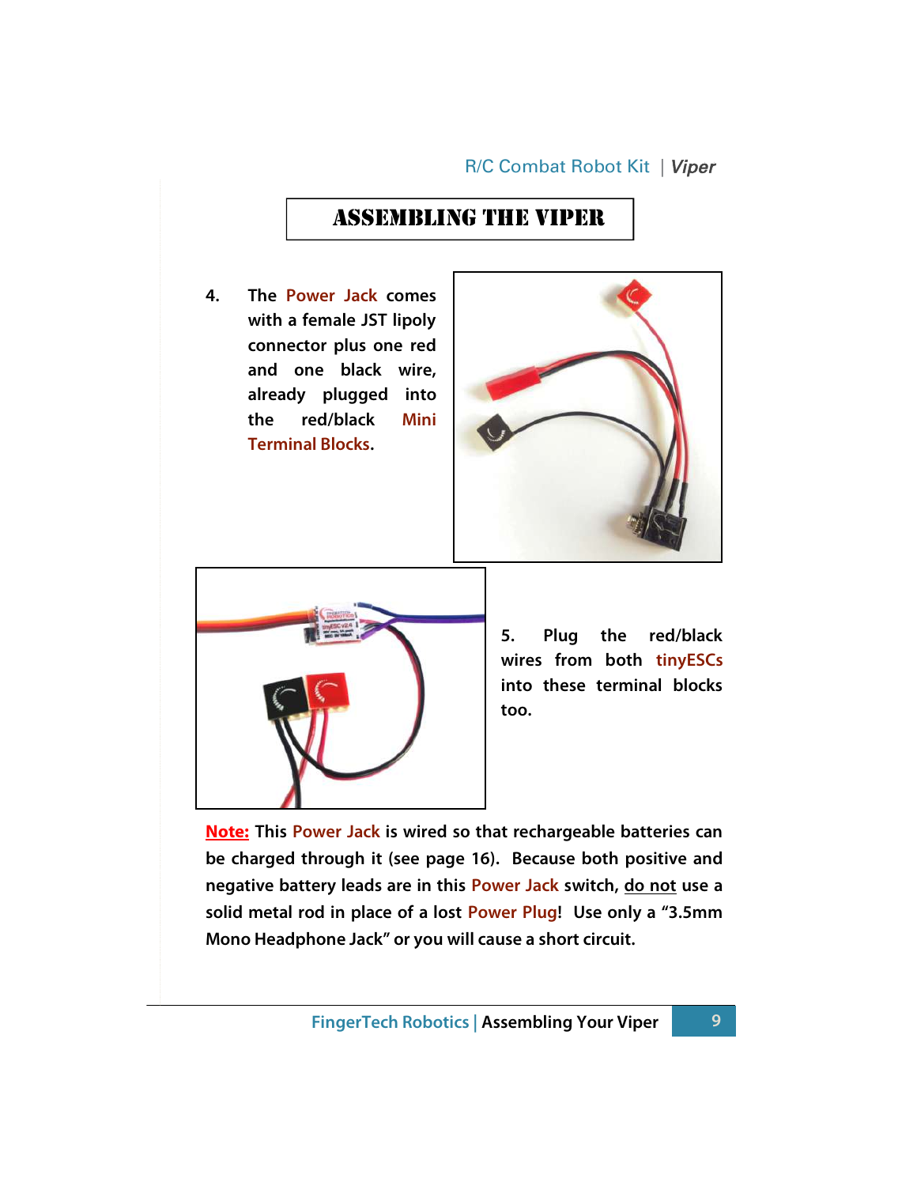# ASSEMBLING THE VIPER

4. The Power Jack comes with a female JST lipoly connector plus one red and one black wire, already plugged into the red/black Mini Terminal Blocks.

5. Plug the red/black wires from both tinyESCs into these terminal blocks too.

**Note:** This Power Jack is wired so that rechargeable batteries can be charged through it (see page 16). Because both positive and negative battery leads are in this Power Jack switch, do not use a solid metal rod in place of a lost Power Plug! Use only a "3.5mm Mono Headphone Jack" or you will cause a short circuit.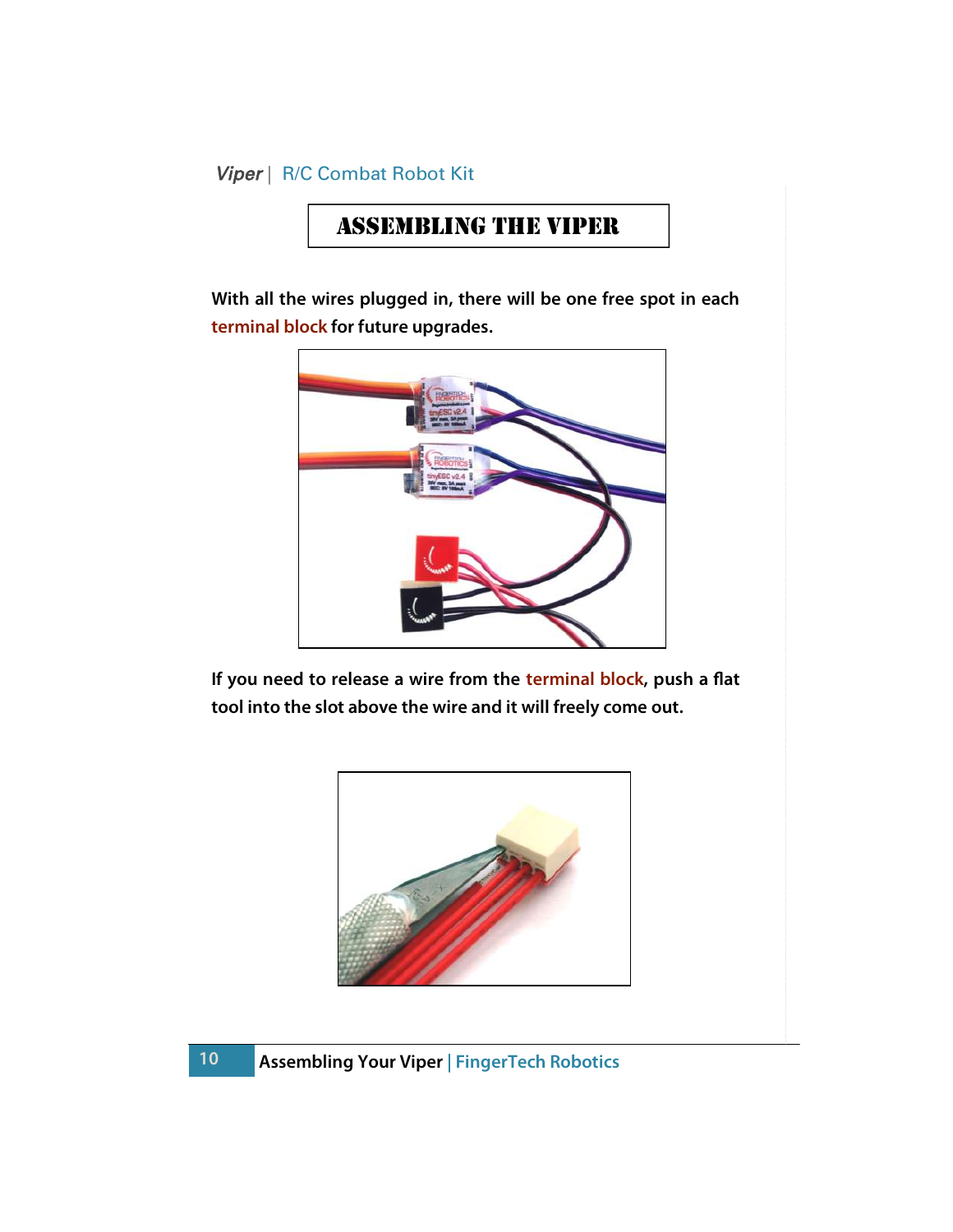# ASSEMBLING THE VIPER

**With all the wires plugged in, there will be one free spot in each terminal block for future upgrades.**

**If you need to release a wire from the terminal block, push a flat tool into the slot above the wire and it will freely come out.**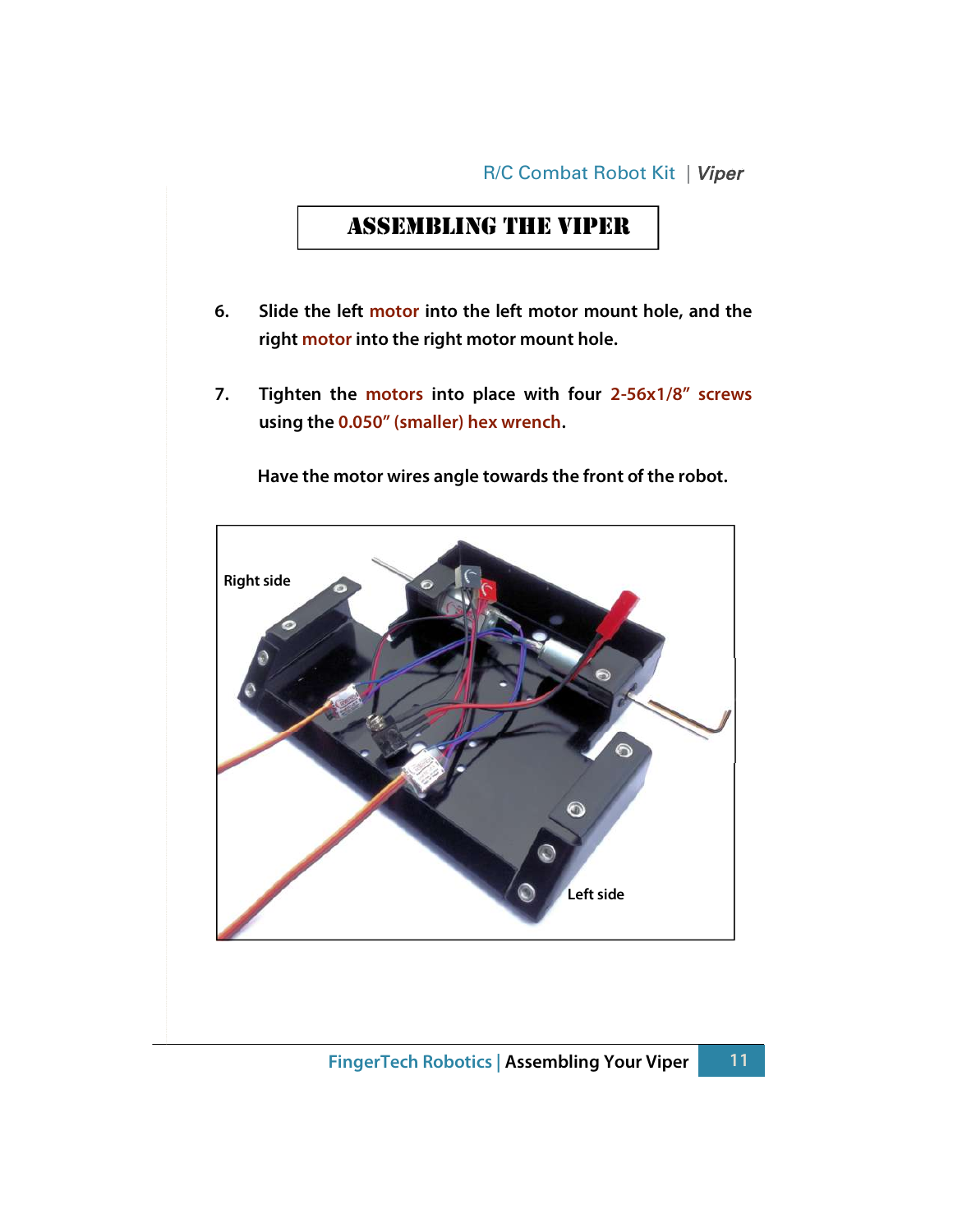# ASSEMBLING THE VIPER

6. Slide the left motor into the left motor mount hole, and the right motor into the right motor mount hole.

7. Tighten the motors into place with four 2-56x1/8" screws using the 0.050" (smaller) hex wrench.

   Have the motor wires angle towards the front of the robot.

Right side

Left side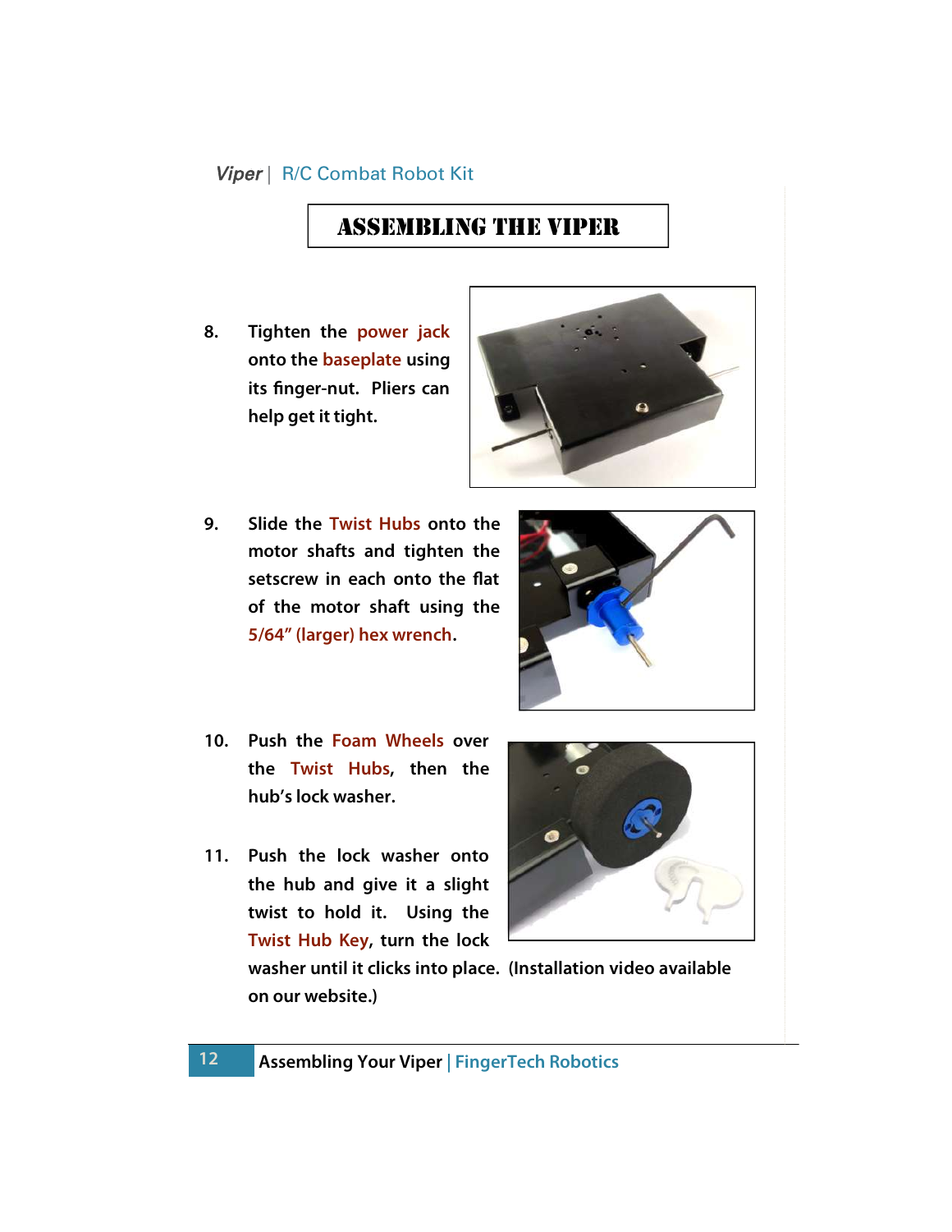# ASSEMBLING THE VIPER

8. Tighten the power jack onto the baseplate using its finger-nut. Pliers can help get it tight.

9. Slide the Twist Hubs onto the motor shafts and tighten the setscrew in each onto the flat of the motor shaft using the 5/64" (larger) hex wrench.

10. Push the Foam Wheels over the Twist Hubs, then the hub's lock washer.

11. Push the lock washer onto the hub and give it a slight twist to hold it. Using the Twist Hub Key, turn the lock washer until it clicks into place. (Installation video available on our website.)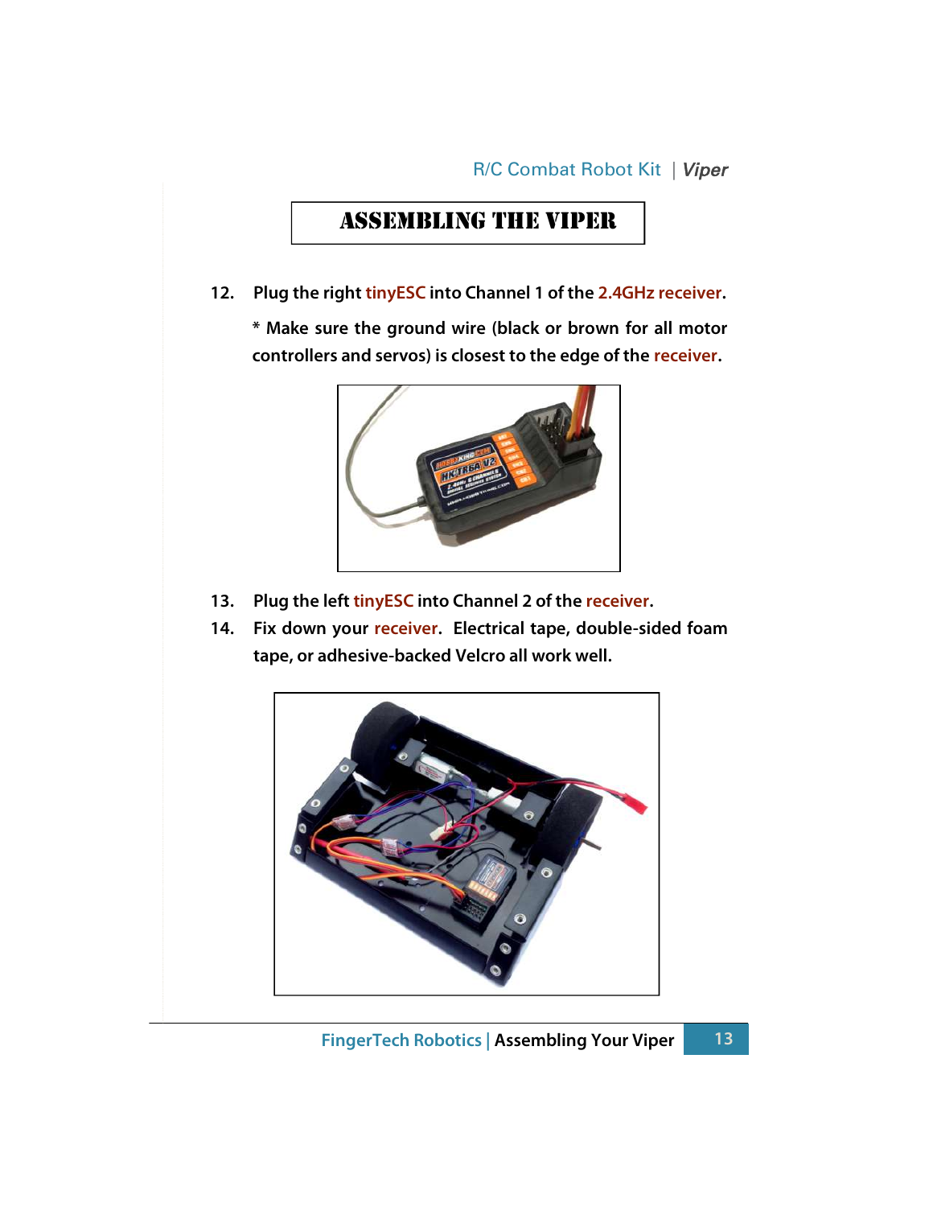# ASSEMBLING THE VIPER

12. Plug the right tinyESC into Channel 1 of the 2.4GHz receiver.

    * Make sure the ground wire (black or brown for all motor controllers and servos) is closest to the edge of the receiver.

13. Plug the left tinyESC into Channel 2 of the receiver.
14. Fix down your receiver. Electrical tape, double-sided foam tape, or adhesive-backed Velcro all work well.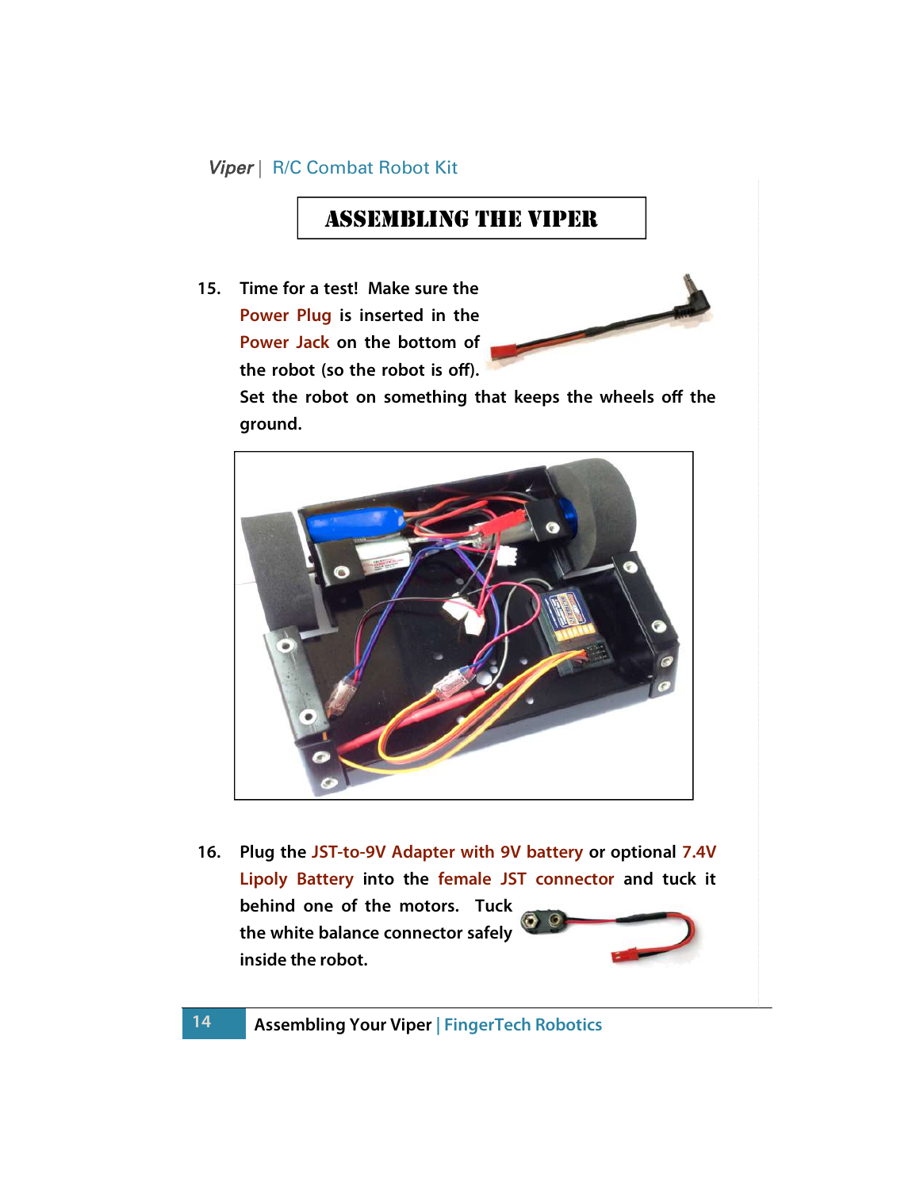# ASSEMBLING THE VIPER

15. Time for a test! Make sure the Power Plug is inserted in the Power Jack on the bottom of the robot (so the robot is off). Set the robot on something that keeps the wheels off the ground.

16. Plug the JST-to-9V Adapter with 9V battery or optional 7.4V Lipoly Battery into the female JST connector and tuck it behind one of the motors. Tuck the white balance connector safely inside the robot.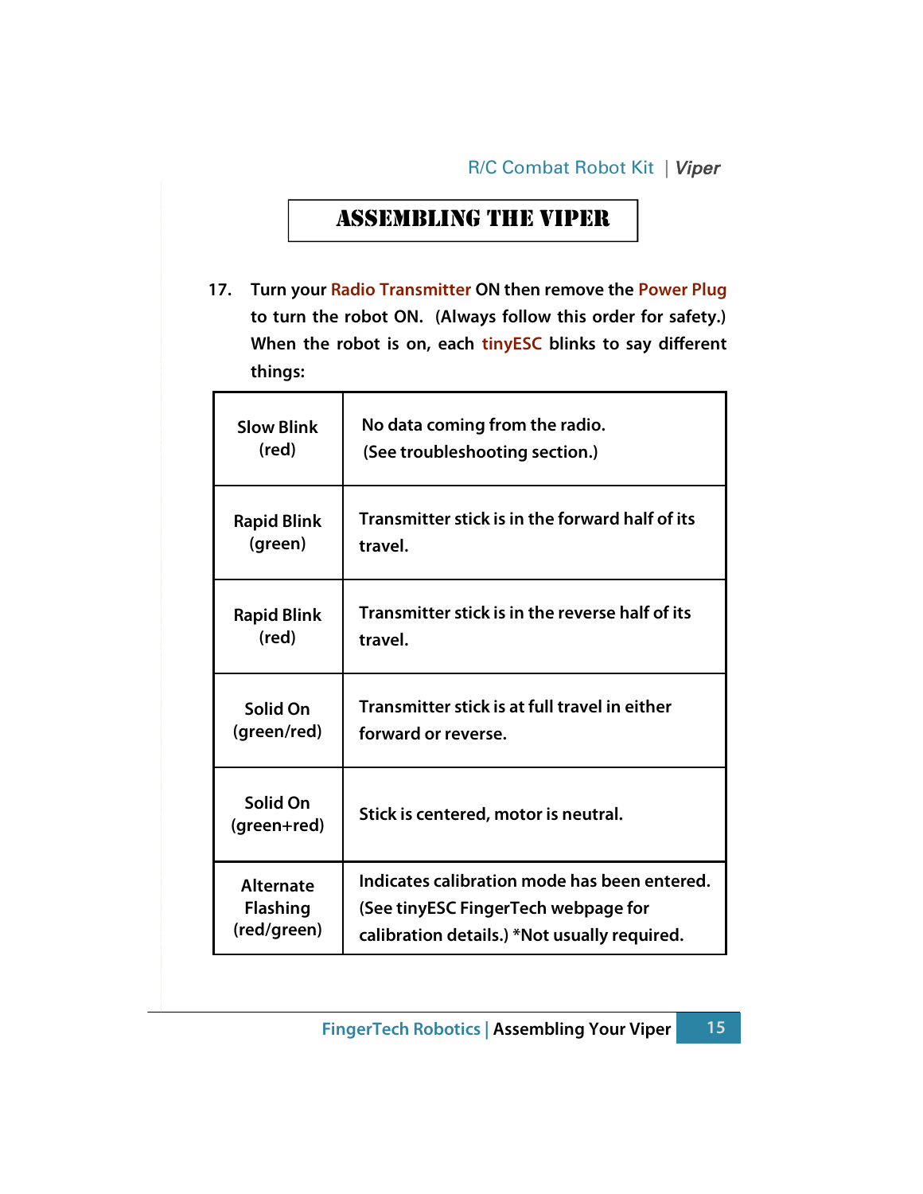## ASSEMBLING THE VIPER

17. Turn your Radio Transmitter ON then remove the Power Plug to turn the robot ON. (Always follow this order for safety.) When the robot is on, each tinyESC blinks to say different things:

| | |
|---|---|
| Slow Blink (red) | No data coming from the radio. (See troubleshooting section.) |
| Rapid Blink (green) | Transmitter stick is in the forward half of its travel. |
| Rapid Blink (red) | Transmitter stick is in the reverse half of its travel. |
| Solid On (green/red) | Transmitter stick is at full travel in either forward or reverse. |
| Solid On (green+red) | Stick is centered, motor is neutral. |
| Alternate Flashing (red/green) | Indicates calibration mode has been entered. (See tinyESC FingerTech webpage for calibration details.) *Not usually required. |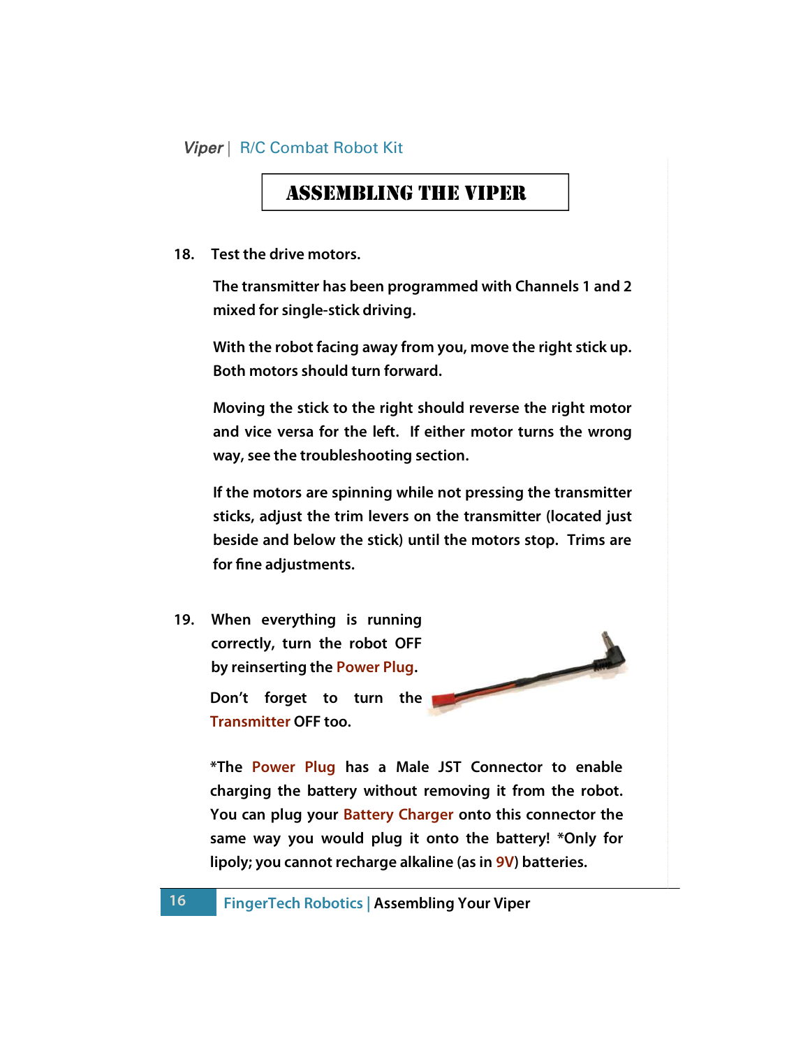# ASSEMBLING THE VIPER

18. **Test the drive motors.**

    **The transmitter has been programmed with Channels 1 and 2 mixed for single-stick driving.**

    **With the robot facing away from you, move the right stick up. Both motors should turn forward.**

    **Moving the stick to the right should reverse the right motor and vice versa for the left. If either motor turns the wrong way, see the troubleshooting section.**

    **If the motors are spinning while not pressing the transmitter sticks, adjust the trim levers on the transmitter (located just beside and below the stick) until the motors stop. Trims are for fine adjustments.**

19. **When everything is running correctly, turn the robot OFF by reinserting the Power Plug.**

    **Don't forget to turn the Transmitter OFF too.**

    **\*The Power Plug has a Male JST Connector to enable charging the battery without removing it from the robot. You can plug your Battery Charger onto this connector the same way you would plug it onto the battery! \*Only for lipoly; you cannot recharge alkaline (as in 9V) batteries.**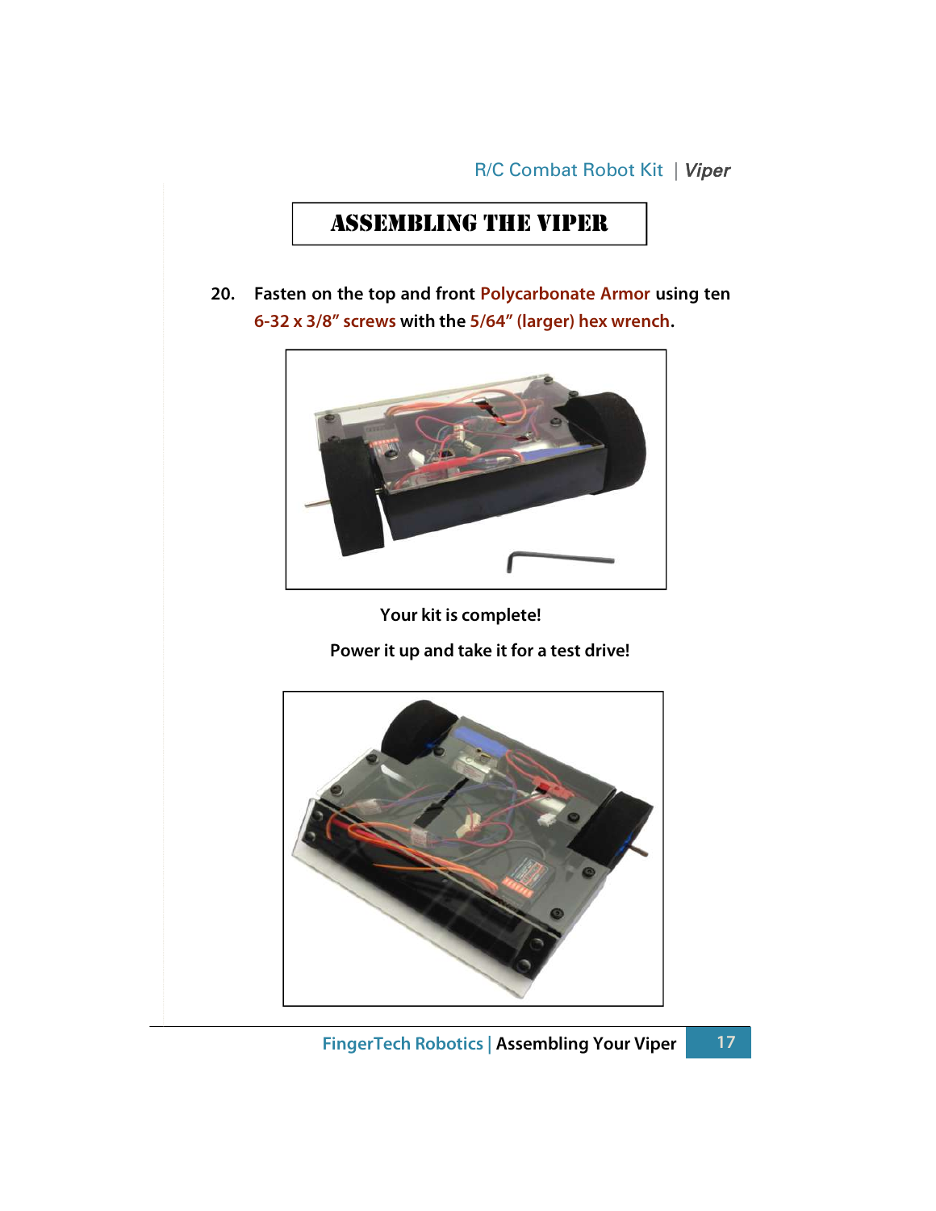# ASSEMBLING THE VIPER

20. Fasten on the top and front Polycarbonate Armor using ten 6-32 x 3/8" screws with the 5/64" (larger) hex wrench.

**Your kit is complete!**

**Power it up and take it for a test drive!**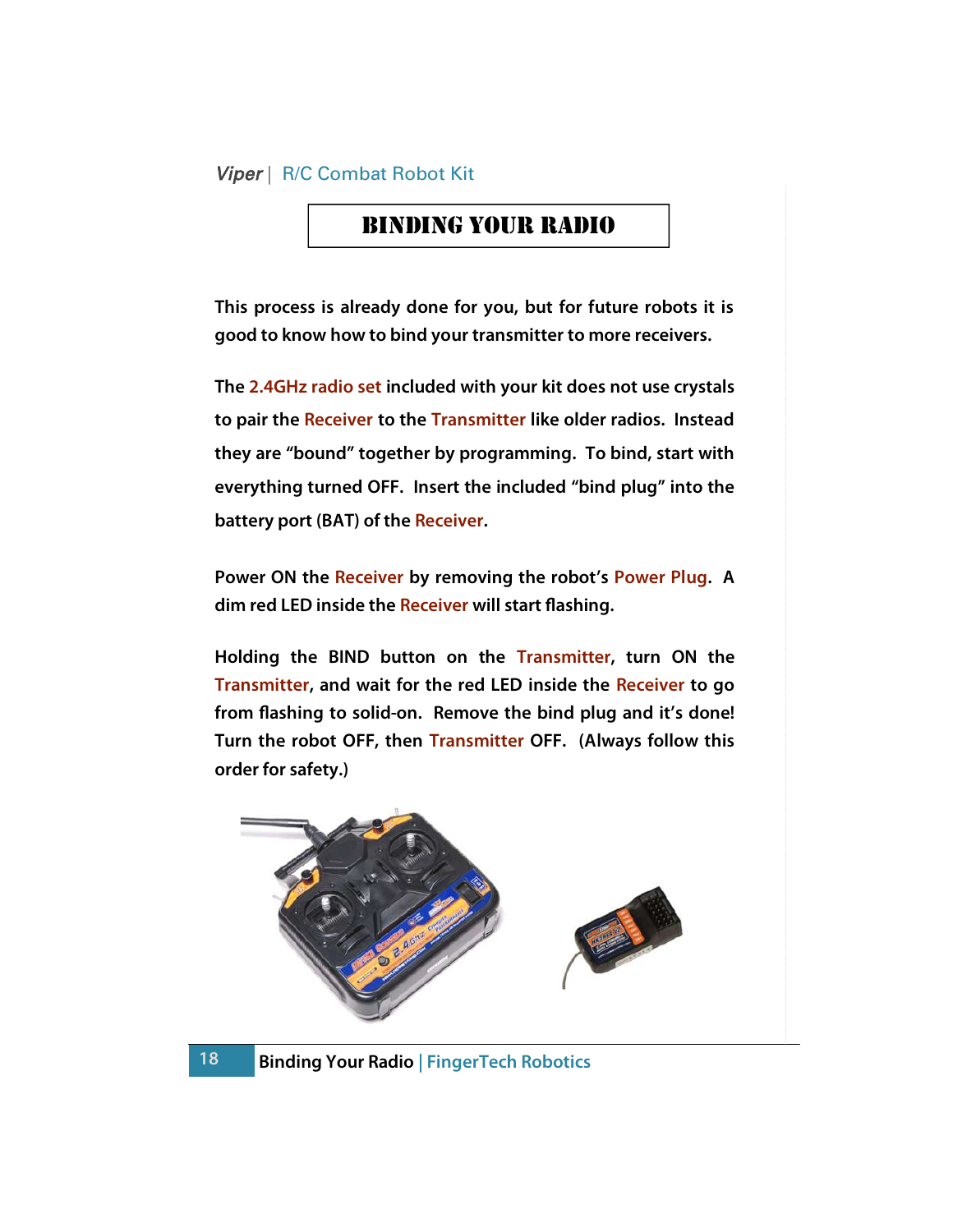# BINDING YOUR RADIO

**This process is already done for you, but for future robots it is good to know how to bind your transmitter to more receivers.**

**The 2.4GHz radio set included with your kit does not use crystals to pair the Receiver to the Transmitter like older radios. Instead they are "bound" together by programming. To bind, start with everything turned OFF. Insert the included "bind plug" into the battery port (BAT) of the Receiver.**

**Power ON the Receiver by removing the robot's Power Plug. A dim red LED inside the Receiver will start flashing.**

**Holding the BIND button on the Transmitter, turn ON the Transmitter, and wait for the red LED inside the Receiver to go from flashing to solid-on. Remove the bind plug and it's done! Turn the robot OFF, then Transmitter OFF. (Always follow this order for safety.)**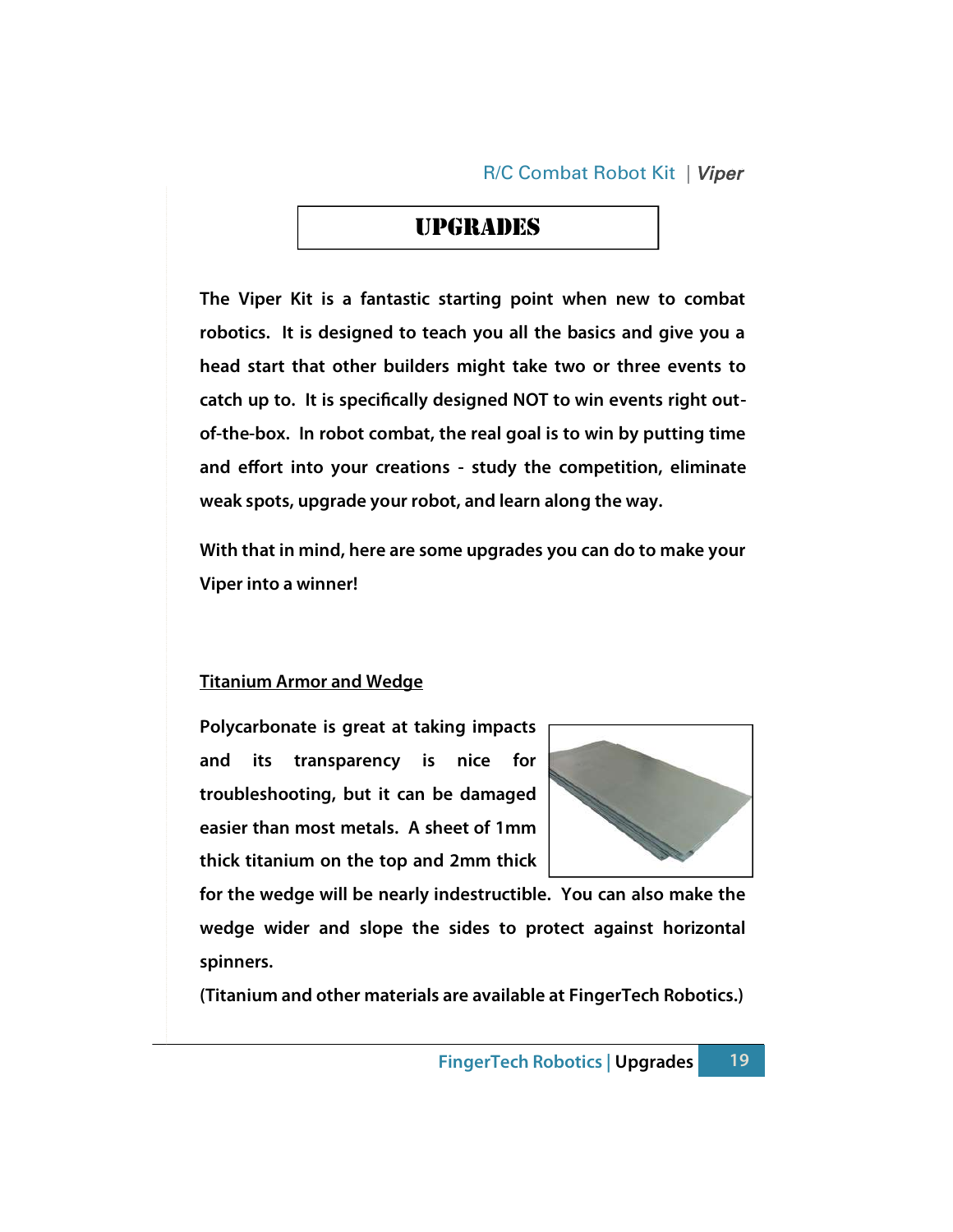# UPGRADES

The Viper Kit is a fantastic starting point when new to combat robotics. It is designed to teach you all the basics and give you a head start that other builders might take two or three events to catch up to. It is specifically designed NOT to win events right out-of-the-box. In robot combat, the real goal is to win by putting time and effort into your creations - study the competition, eliminate weak spots, upgrade your robot, and learn along the way.

With that in mind, here are some upgrades you can do to make your Viper into a winner!

## Titanium Armor and Wedge

Polycarbonate is great at taking impacts and its transparency is nice for troubleshooting, but it can be damaged easier than most metals. A sheet of 1mm thick titanium on the top and 2mm thick for the wedge will be nearly indestructible. You can also make the wedge wider and slope the sides to protect against horizontal spinners.

(Titanium and other materials are available at FingerTech Robotics.)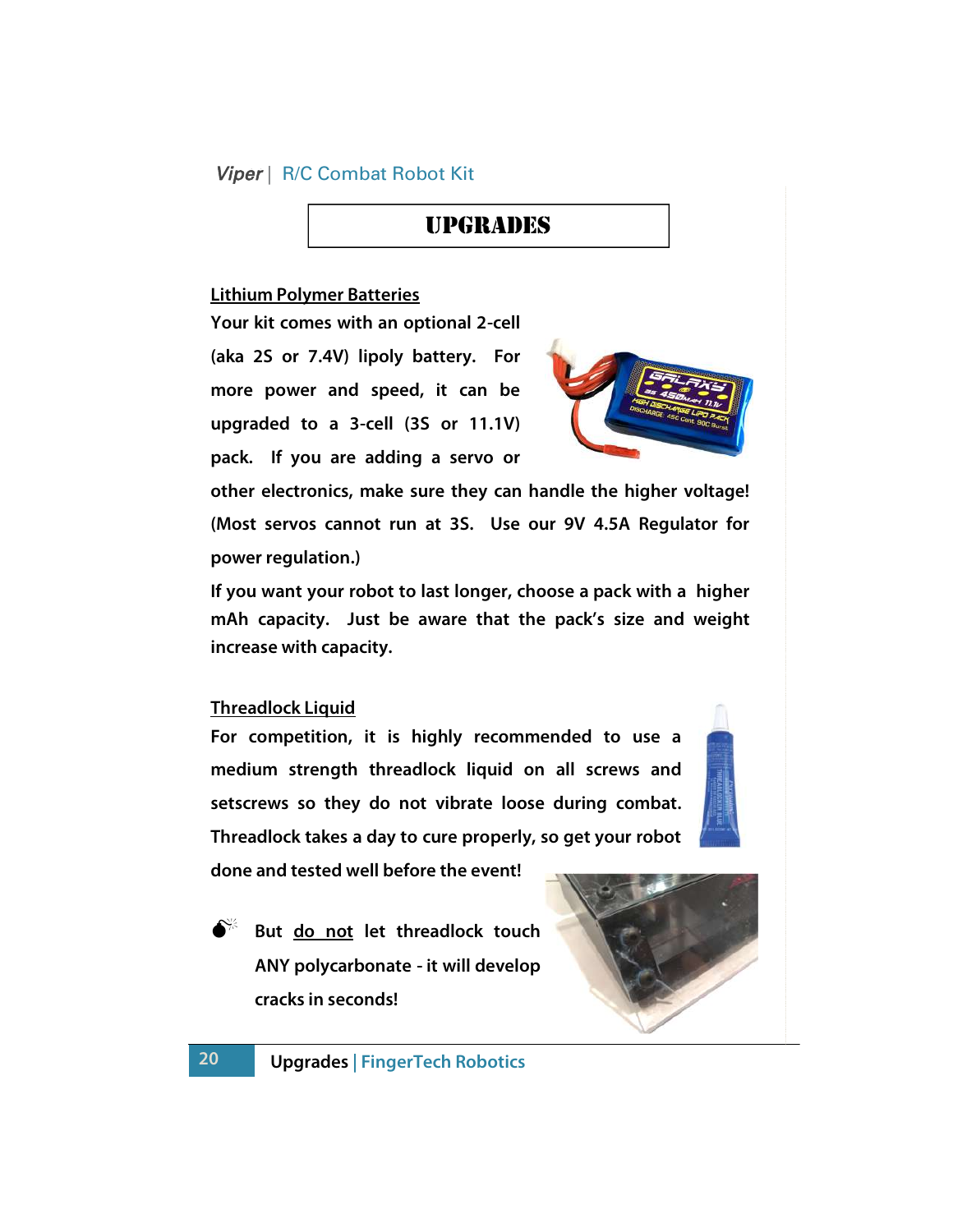# UPGRADES

## Lithium Polymer Batteries

Your kit comes with an optional 2-cell (aka 2S or 7.4V) lipoly battery. For more power and speed, it can be upgraded to a 3-cell (3S or 11.1V) pack. If you are adding a servo or other electronics, make sure they can handle the higher voltage! (Most servos cannot run at 3S. Use our 9V 4.5A Regulator for power regulation.)

If you want your robot to last longer, choose a pack with a higher mAh capacity. Just be aware that the pack's size and weight increase with capacity.

## Threadlock Liquid

For competition, it is highly recommended to use a medium strength threadlock liquid on all screws and setscrews so they do not vibrate loose during combat. Threadlock takes a day to cure properly, so get your robot done and tested well before the event!

But do not let threadlock touch ANY polycarbonate - it will develop cracks in seconds!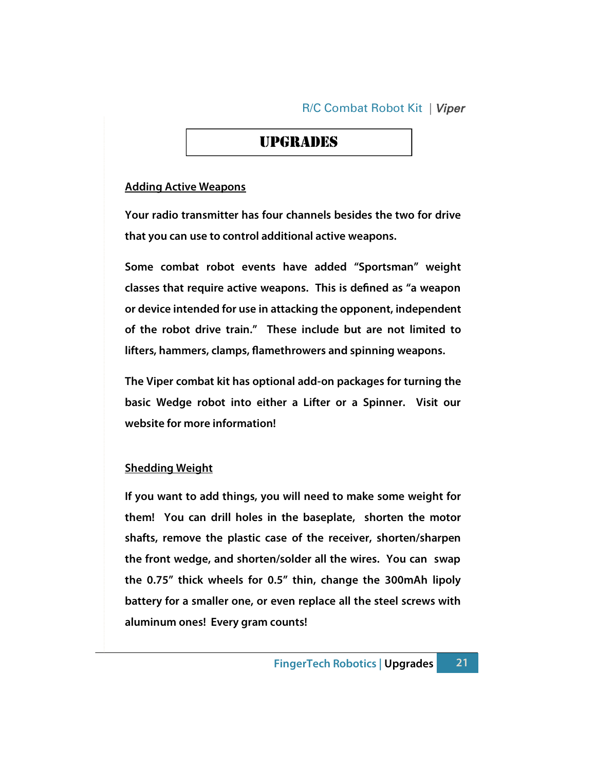# UPGRADES

## Adding Active Weapons

Your radio transmitter has four channels besides the two for drive that you can use to control additional active weapons.

Some combat robot events have added "Sportsman" weight classes that require active weapons. This is defined as "a weapon or device intended for use in attacking the opponent, independent of the robot drive train." These include but are not limited to lifters, hammers, clamps, flamethrowers and spinning weapons.

The Viper combat kit has optional add-on packages for turning the basic Wedge robot into either a Lifter or a Spinner. Visit our website for more information!

## Shedding Weight

If you want to add things, you will need to make some weight for them! You can drill holes in the baseplate, shorten the motor shafts, remove the plastic case of the receiver, shorten/sharpen the front wedge, and shorten/solder all the wires. You can swap the 0.75" thick wheels for 0.5" thin, change the 300mAh lipoly battery for a smaller one, or even replace all the steel screws with aluminum ones! Every gram counts!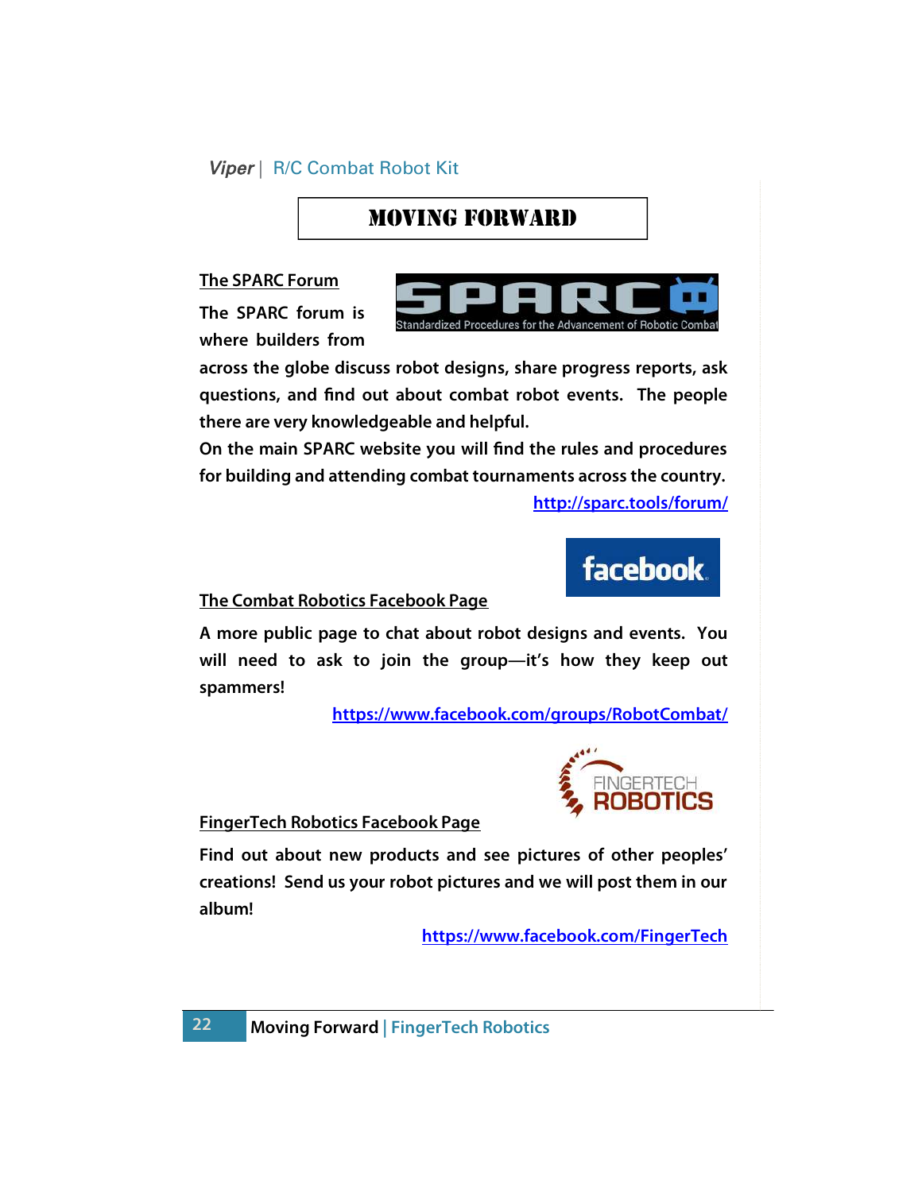# MOVING FORWARD

## The SPARC Forum

The SPARC forum is where builders from across the globe discuss robot designs, share progress reports, ask questions, and find out about combat robot events. The people there are very knowledgeable and helpful.

On the main SPARC website you will find the rules and procedures for building and attending combat tournaments across the country.

http://sparc.tools/forum/

## The Combat Robotics Facebook Page

A more public page to chat about robot designs and events. You will need to ask to join the group—it's how they keep out spammers!

https://www.facebook.com/groups/RobotCombat/

## FingerTech Robotics Facebook Page

Find out about new products and see pictures of other peoples' creations! Send us your robot pictures and we will post them in our album!

https://www.facebook.com/FingerTech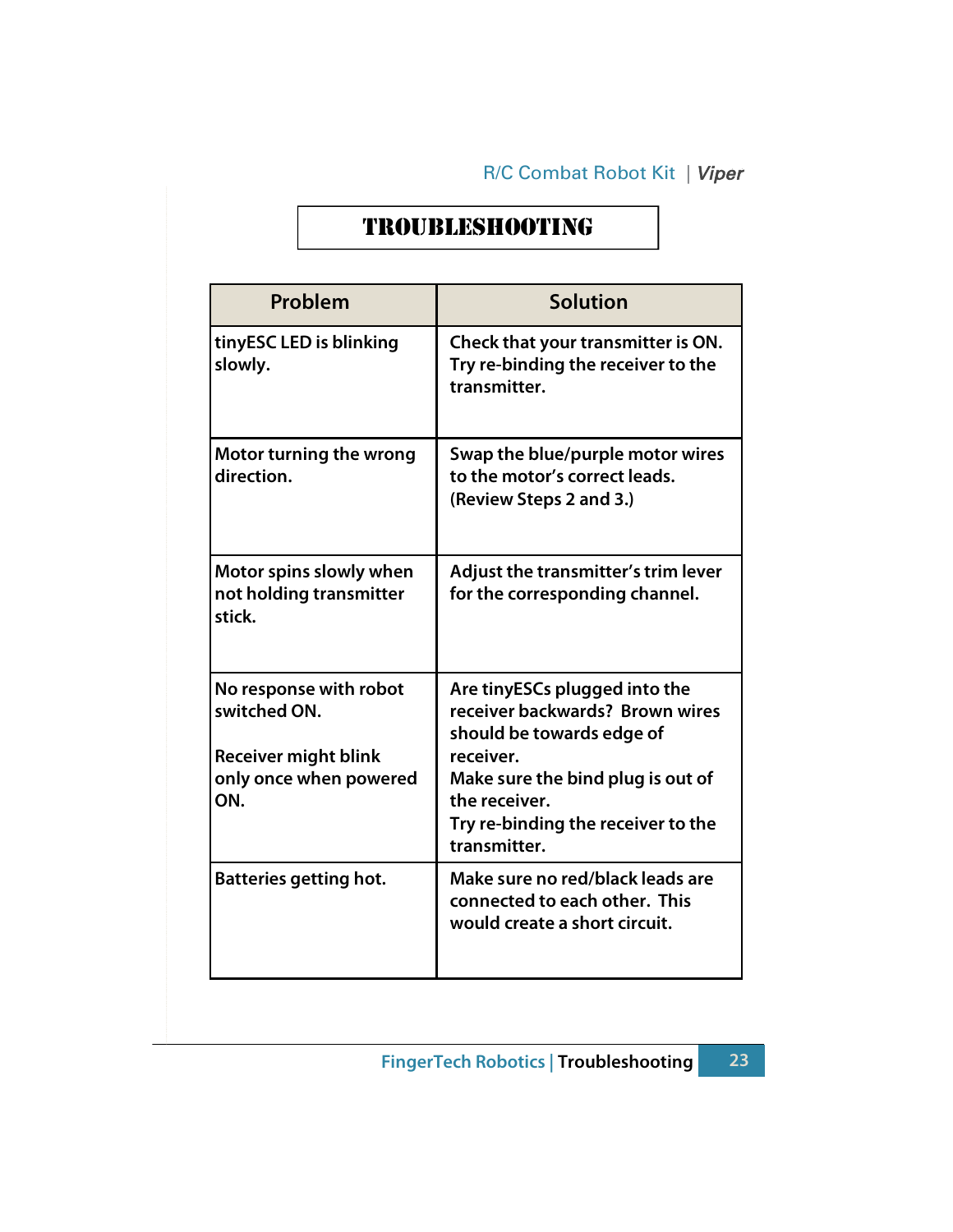# TROUBLESHOOTING

| Problem | Solution |
| --- | --- |
| tinyESC LED is blinking slowly. | Check that your transmitter is ON. Try re-binding the receiver to the transmitter. |
| Motor turning the wrong direction. | Swap the blue/purple motor wires to the motor's correct leads. (Review Steps 2 and 3.) |
| Motor spins slowly when not holding transmitter stick. | Adjust the transmitter's trim lever for the corresponding channel. |
| No response with robot switched ON.<br><br>Receiver might blink only once when powered ON. | Are tinyESCs plugged into the receiver backwards? Brown wires should be towards edge of receiver.<br>Make sure the bind plug is out of the receiver.<br>Try re-binding the receiver to the transmitter. |
| Batteries getting hot. | Make sure no red/black leads are connected to each other. This would create a short circuit. |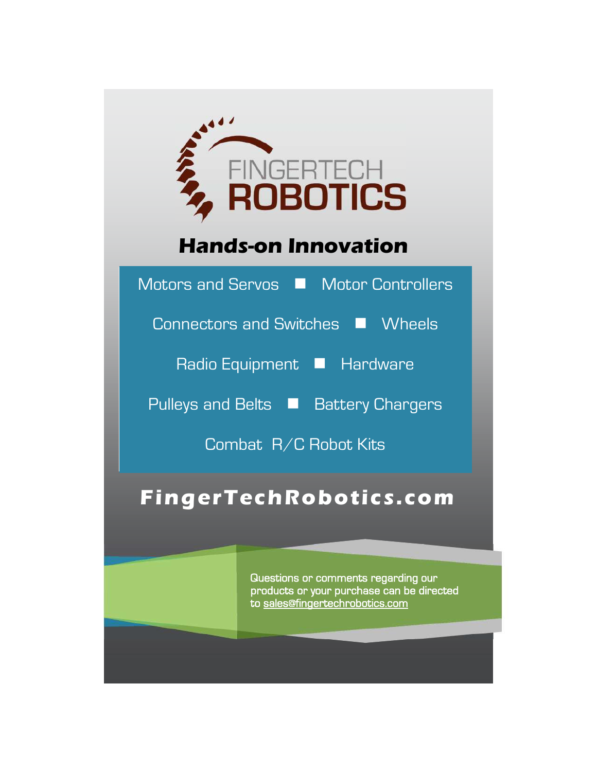# FINGERTECH ROBOTICS

## Hands-on Innovation

Motors and Servos ■ Motor Controllers

Connectors and Switches ■ Wheels

Radio Equipment ■ Hardware

Pulleys and Belts ■ Battery Chargers

Combat R/C Robot Kits

**FingerTechRobotics.com**

Questions or comments regarding our products or your purchase can be directed to sales@fingertechrobotics.com